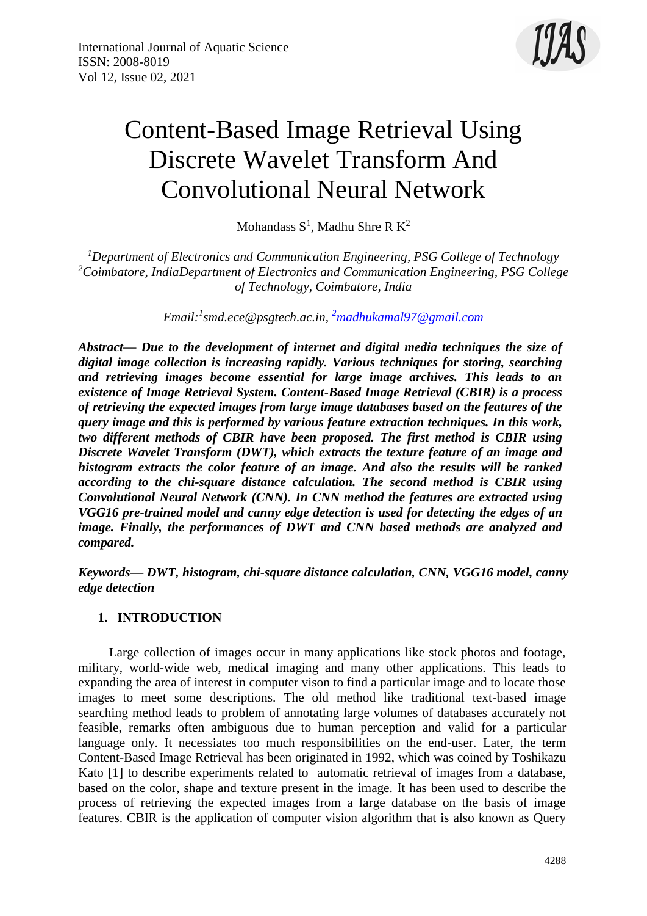# Content-Based Image Retrieval Using Discrete Wavelet Transform And Convolutional Neural Network

Mohandass S[1], Madhu Shre R K[2]

*[1]Department of Electronics and Communication Engineering, PSG College of Technology*
*[2]Coimbatore, IndiaDepartment of Electronics and Communication Engineering, PSG College of Technology, Coimbatore, India*

*Email:[1]smd.ece@psgtech.ac.in, [2]madhukamal97@gmail.com*

***Abstract— Due to the development of internet and digital media techniques the size of digital image collection is increasing rapidly. Various techniques for storing, searching and retrieving images become essential for large image archives. This leads to an existence of Image Retrieval System. Content-Based Image Retrieval (CBIR) is a process of retrieving the expected images from large image databases based on the features of the query image and this is performed by various feature extraction techniques. In this work, two different methods of CBIR have been proposed. The first method is CBIR using Discrete Wavelet Transform (DWT), which extracts the texture feature of an image and histogram extracts the color feature of an image. And also the results will be ranked according to the chi-square distance calculation. The second method is CBIR using Convolutional Neural Network (CNN). In CNN method the features are extracted using VGG16 pre-trained model and canny edge detection is used for detecting the edges of an image. Finally, the performances of DWT and CNN based methods are analyzed and compared.***

***Keywords— DWT, histogram, chi-square distance calculation, CNN, VGG16 model, canny edge detection***

## 1. INTRODUCTION

Large collection of images occur in many applications like stock photos and footage, military, world-wide web, medical imaging and many other applications. This leads to expanding the area of interest in computer vison to find a particular image and to locate those images to meet some descriptions. The old method like traditional text-based image searching method leads to problem of annotating large volumes of databases accurately not feasible, remarks often ambiguous due to human perception and valid for a particular language only. It necessiates too much responsibilities on the end-user. Later, the term Content-Based Image Retrieval has been originated in 1992, which was coined by Toshikazu Kato [1] to describe experiments related to automatic retrieval of images from a database, based on the color, shape and texture present in the image. It has been used to describe the process of retrieving the expected images from a large database on the basis of image features. CBIR is the application of computer vision algorithm that is also known as Query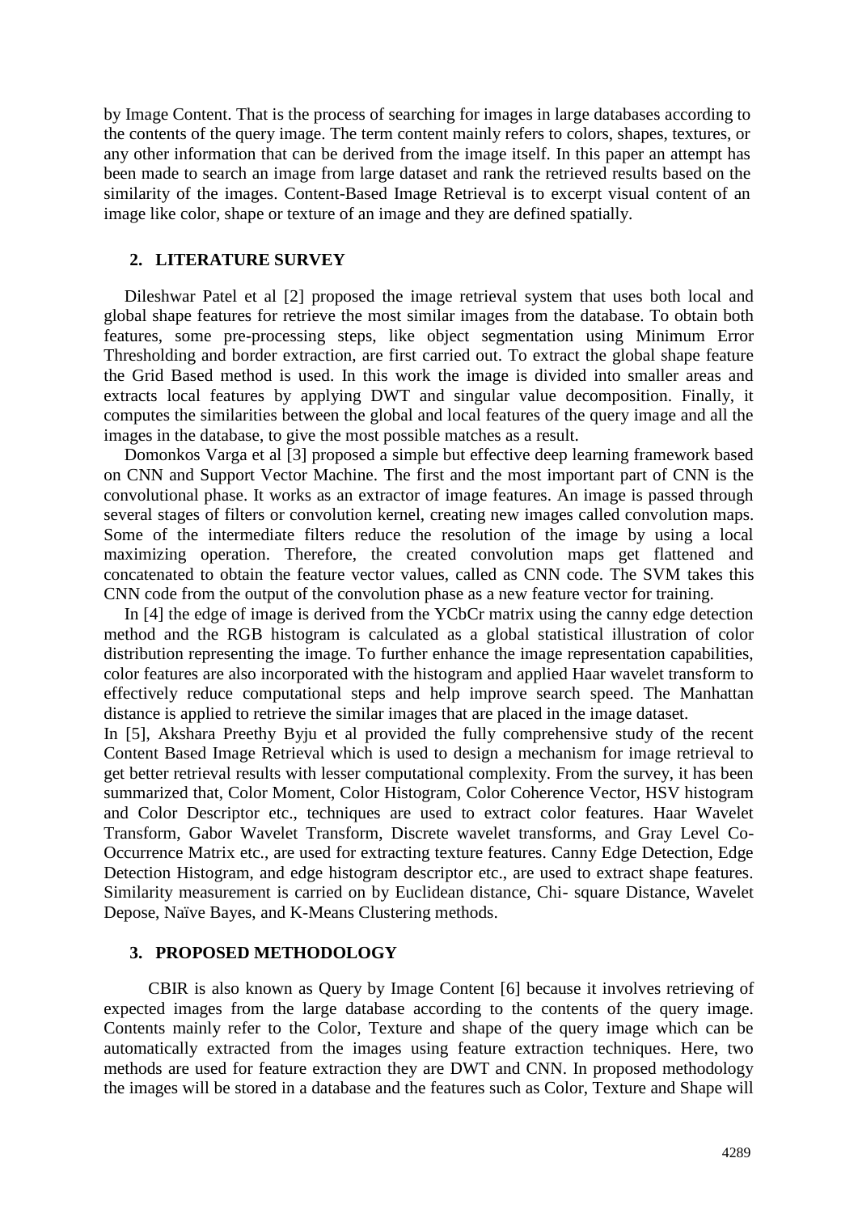by Image Content. That is the process of searching for images in large databases according to the contents of the query image. The term content mainly refers to colors, shapes, textures, or any other information that can be derived from the image itself. In this paper an attempt has been made to search an image from large dataset and rank the retrieved results based on the similarity of the images. Content-Based Image Retrieval is to excerpt visual content of an image like color, shape or texture of an image and they are defined spatially.

## 2. LITERATURE SURVEY

Dileshwar Patel et al [2] proposed the image retrieval system that uses both local and global shape features for retrieve the most similar images from the database. To obtain both features, some pre-processing steps, like object segmentation using Minimum Error Thresholding and border extraction, are first carried out. To extract the global shape feature the Grid Based method is used. In this work the image is divided into smaller areas and extracts local features by applying DWT and singular value decomposition. Finally, it computes the similarities between the global and local features of the query image and all the images in the database, to give the most possible matches as a result.

Domonkos Varga et al [3] proposed a simple but effective deep learning framework based on CNN and Support Vector Machine. The first and the most important part of CNN is the convolutional phase. It works as an extractor of image features. An image is passed through several stages of filters or convolution kernel, creating new images called convolution maps. Some of the intermediate filters reduce the resolution of the image by using a local maximizing operation. Therefore, the created convolution maps get flattened and concatenated to obtain the feature vector values, called as CNN code. The SVM takes this CNN code from the output of the convolution phase as a new feature vector for training.

In [4] the edge of image is derived from the YCbCr matrix using the canny edge detection method and the RGB histogram is calculated as a global statistical illustration of color distribution representing the image. To further enhance the image representation capabilities, color features are also incorporated with the histogram and applied Haar wavelet transform to effectively reduce computational steps and help improve search speed. The Manhattan distance is applied to retrieve the similar images that are placed in the image dataset.

In [5], Akshara Preethy Byju et al provided the fully comprehensive study of the recent Content Based Image Retrieval which is used to design a mechanism for image retrieval to get better retrieval results with lesser computational complexity. From the survey, it has been summarized that, Color Moment, Color Histogram, Color Coherence Vector, HSV histogram and Color Descriptor etc., techniques are used to extract color features. Haar Wavelet Transform, Gabor Wavelet Transform, Discrete wavelet transforms, and Gray Level Co-Occurrence Matrix etc., are used for extracting texture features. Canny Edge Detection, Edge Detection Histogram, and edge histogram descriptor etc., are used to extract shape features. Similarity measurement is carried on by Euclidean distance, Chi- square Distance, Wavelet Depose, Naïve Bayes, and K-Means Clustering methods.

## 3. PROPOSED METHODOLOGY

CBIR is also known as Query by Image Content [6] because it involves retrieving of expected images from the large database according to the contents of the query image. Contents mainly refer to the Color, Texture and shape of the query image which can be automatically extracted from the images using feature extraction techniques. Here, two methods are used for feature extraction they are DWT and CNN. In proposed methodology the images will be stored in a database and the features such as Color, Texture and Shape will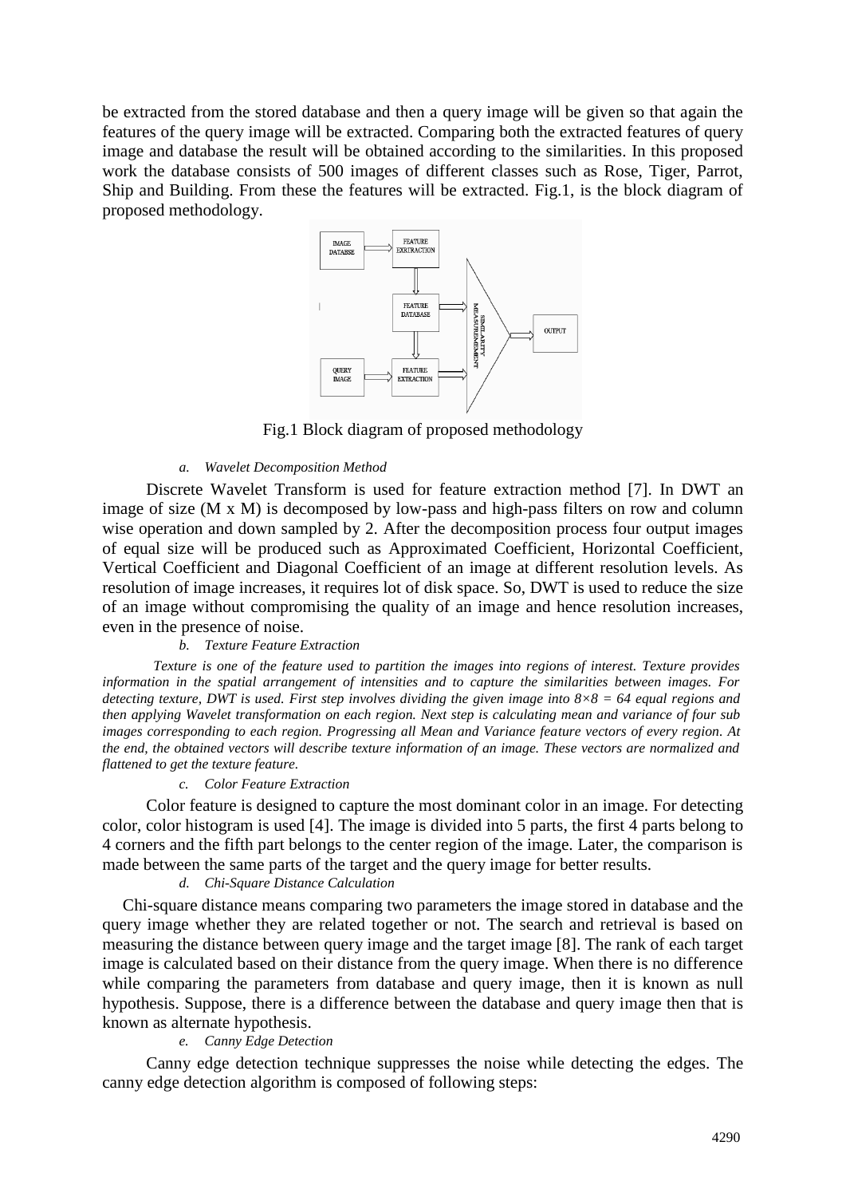be extracted from the stored database and then a query image will be given so that again the features of the query image will be extracted. Comparing both the extracted features of query image and database the result will be obtained according to the similarities. In this proposed work the database consists of 500 images of different classes such as Rose, Tiger, Parrot, Ship and Building. From these the features will be extracted. Fig.1, is the block diagram of proposed methodology.

Fig.1 Block diagram of proposed methodology

### *a. Wavelet Decomposition Method*

Discrete Wavelet Transform is used for feature extraction method [7]. In DWT an image of size (M x M) is decomposed by low-pass and high-pass filters on row and column wise operation and down sampled by 2. After the decomposition process four output images of equal size will be produced such as Approximated Coefficient, Horizontal Coefficient, Vertical Coefficient and Diagonal Coefficient of an image at different resolution levels. As resolution of image increases, it requires lot of disk space. So, DWT is used to reduce the size of an image without compromising the quality of an image and hence resolution increases, even in the presence of noise.

### *b. Texture Feature Extraction*

*Texture is one of the feature used to partition the images into regions of interest. Texture provides information in the spatial arrangement of intensities and to capture the similarities between images. For detecting texture, DWT is used. First step involves dividing the given image into $8{\times}8 = 64$ equal regions and then applying Wavelet transformation on each region. Next step is calculating mean and variance of four sub images corresponding to each region. Progressing all Mean and Variance feature vectors of every region. At the end, the obtained vectors will describe texture information of an image. These vectors are normalized and flattened to get the texture feature.*

### *c. Color Feature Extraction*

Color feature is designed to capture the most dominant color in an image. For detecting color, color histogram is used [4]. The image is divided into 5 parts, the first 4 parts belong to 4 corners and the fifth part belongs to the center region of the image. Later, the comparison is made between the same parts of the target and the query image for better results.

### *d. Chi-Square Distance Calculation*

Chi-square distance means comparing two parameters the image stored in database and the query image whether they are related together or not. The search and retrieval is based on measuring the distance between query image and the target image [8]. The rank of each target image is calculated based on their distance from the query image. When there is no difference while comparing the parameters from database and query image, then it is known as null hypothesis. Suppose, there is a difference between the database and query image then that is known as alternate hypothesis.

### *e. Canny Edge Detection*

Canny edge detection technique suppresses the noise while detecting the edges. The canny edge detection algorithm is composed of following steps: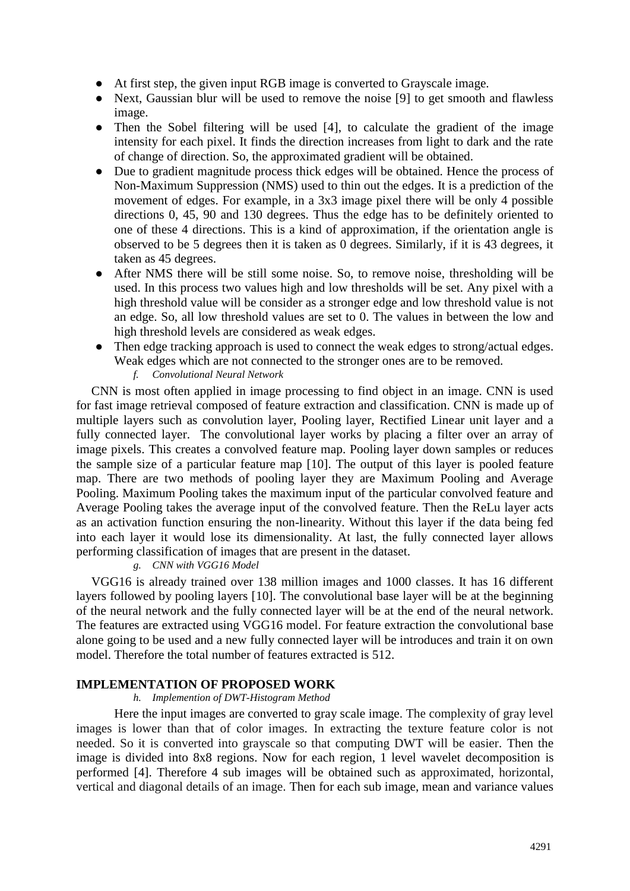- At first step, the given input RGB image is converted to Grayscale image.
- Next, Gaussian blur will be used to remove the noise [9] to get smooth and flawless image.
- Then the Sobel filtering will be used [4], to calculate the gradient of the image intensity for each pixel. It finds the direction increases from light to dark and the rate of change of direction. So, the approximated gradient will be obtained.
- Due to gradient magnitude process thick edges will be obtained. Hence the process of Non-Maximum Suppression (NMS) used to thin out the edges. It is a prediction of the movement of edges. For example, in a 3x3 image pixel there will be only 4 possible directions 0, 45, 90 and 130 degrees. Thus the edge has to be definitely oriented to one of these 4 directions. This is a kind of approximation, if the orientation angle is observed to be 5 degrees then it is taken as 0 degrees. Similarly, if it is 43 degrees, it taken as 45 degrees.
- After NMS there will be still some noise. So, to remove noise, thresholding will be used. In this process two values high and low thresholds will be set. Any pixel with a high threshold value will be consider as a stronger edge and low threshold value is not an edge. So, all low threshold values are set to 0. The values in between the low and high threshold levels are considered as weak edges.
- Then edge tracking approach is used to connect the weak edges to strong/actual edges. Weak edges which are not connected to the stronger ones are to be removed.

### *f. Convolutional Neural Network*

CNN is most often applied in image processing to find object in an image. CNN is used for fast image retrieval composed of feature extraction and classification. CNN is made up of multiple layers such as convolution layer, Pooling layer, Rectified Linear unit layer and a fully connected layer. The convolutional layer works by placing a filter over an array of image pixels. This creates a convolved feature map. Pooling layer down samples or reduces the sample size of a particular feature map [10]. The output of this layer is pooled feature map. There are two methods of pooling layer they are Maximum Pooling and Average Pooling. Maximum Pooling takes the maximum input of the particular convolved feature and Average Pooling takes the average input of the convolved feature. Then the ReLu layer acts as an activation function ensuring the non-linearity. Without this layer if the data being fed into each layer it would lose its dimensionality. At last, the fully connected layer allows performing classification of images that are present in the dataset.

### *g. CNN with VGG16 Model*

VGG16 is already trained over 138 million images and 1000 classes. It has 16 different layers followed by pooling layers [10]. The convolutional base layer will be at the beginning of the neural network and the fully connected layer will be at the end of the neural network. The features are extracted using VGG16 model. For feature extraction the convolutional base alone going to be used and a new fully connected layer will be introduces and train it on own model. Therefore the total number of features extracted is 512.

## IMPLEMENTATION OF PROPOSED WORK

### *h. Implemention of DWT-Histogram Method*

Here the input images are converted to gray scale image. The complexity of gray level images is lower than that of color images. In extracting the texture feature color is not needed. So it is converted into grayscale so that computing DWT will be easier. Then the image is divided into 8x8 regions. Now for each region, 1 level wavelet decomposition is performed [4]. Therefore 4 sub images will be obtained such as approximated, horizontal, vertical and diagonal details of an image. Then for each sub image, mean and variance values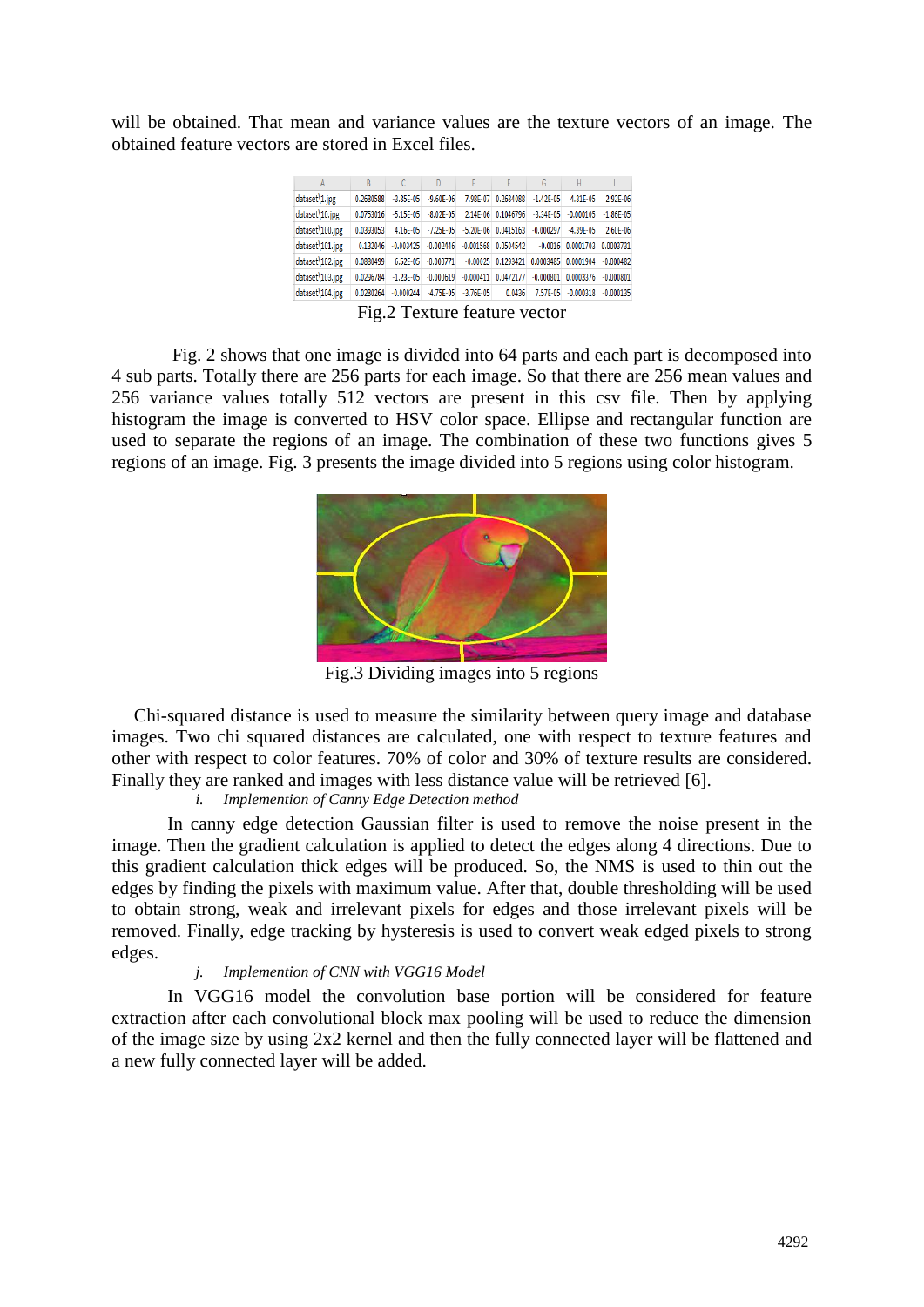will be obtained. That mean and variance values are the texture vectors of an image. The obtained feature vectors are stored in Excel files.

| A | B | C | D | E | F | G | H | I |
|---|---|---|---|---|---|---|---|---|
| dataset\1.jpg | 0.2680588 | -3.85E-05 | -9.60E-06 | 7.98E-07 | 0.2684088 | -1.42E-05 | 4.31E-05 | 2.92E-06 |
| dataset\10.jpg | 0.0753016 | -5.15E-05 | -8.02E-05 | 2.14E-06 | 0.1046796 | -3.34E-05 | -0.000105 | -1.86E-05 |
| dataset\100.jpg | 0.0393053 | 4.16E-05 | -7.25E-05 | -5.20E-06 | 0.0415163 | -0.000297 | -4.39E-05 | 2.60E-06 |
| dataset\101.jpg | 0.132046 | -0.003425 | -0.002446 | -0.001568 | 0.0504542 | -0.0016 | 0.0001703 | 0.0003731 |
| dataset\102.jpg | 0.0880499 | 6.52E-05 | -0.000771 | -0.00025 | 0.1293421 | 0.0003485 | 0.0001904 | -0.000482 |
| dataset\103.jpg | 0.0296784 | -1.23E-05 | -0.000619 | -0.000411 | 0.0472177 | -0.000801 | 0.0003376 | -0.000801 |
| dataset\104.jpg | 0.0280264 | -0.000244 | -4.75E-05 | -3.76E-05 | 0.0436 | 7.57E-05 | -0.000318 | -0.000135 |

Fig.2 Texture feature vector

Fig. 2 shows that one image is divided into 64 parts and each part is decomposed into 4 sub parts. Totally there are 256 parts for each image. So that there are 256 mean values and 256 variance values totally 512 vectors are present in this csv file. Then by applying histogram the image is converted to HSV color space. Ellipse and rectangular function are used to separate the regions of an image. The combination of these two functions gives 5 regions of an image. Fig. 3 presents the image divided into 5 regions using color histogram.

Fig.3 Dividing images into 5 regions

Chi-squared distance is used to measure the similarity between query image and database images. Two chi squared distances are calculated, one with respect to texture features and other with respect to color features. 70% of color and 30% of texture results are considered. Finally they are ranked and images with less distance value will be retrieved [6].

*i. Implemention of Canny Edge Detection method*

In canny edge detection Gaussian filter is used to remove the noise present in the image. Then the gradient calculation is applied to detect the edges along 4 directions. Due to this gradient calculation thick edges will be produced. So, the NMS is used to thin out the edges by finding the pixels with maximum value. After that, double thresholding will be used to obtain strong, weak and irrelevant pixels for edges and those irrelevant pixels will be removed. Finally, edge tracking by hysteresis is used to convert weak edged pixels to strong edges.

*j. Implemention of CNN with VGG16 Model*

In VGG16 model the convolution base portion will be considered for feature extraction after each convolutional block max pooling will be used to reduce the dimension of the image size by using 2x2 kernel and then the fully connected layer will be flattened and a new fully connected layer will be added.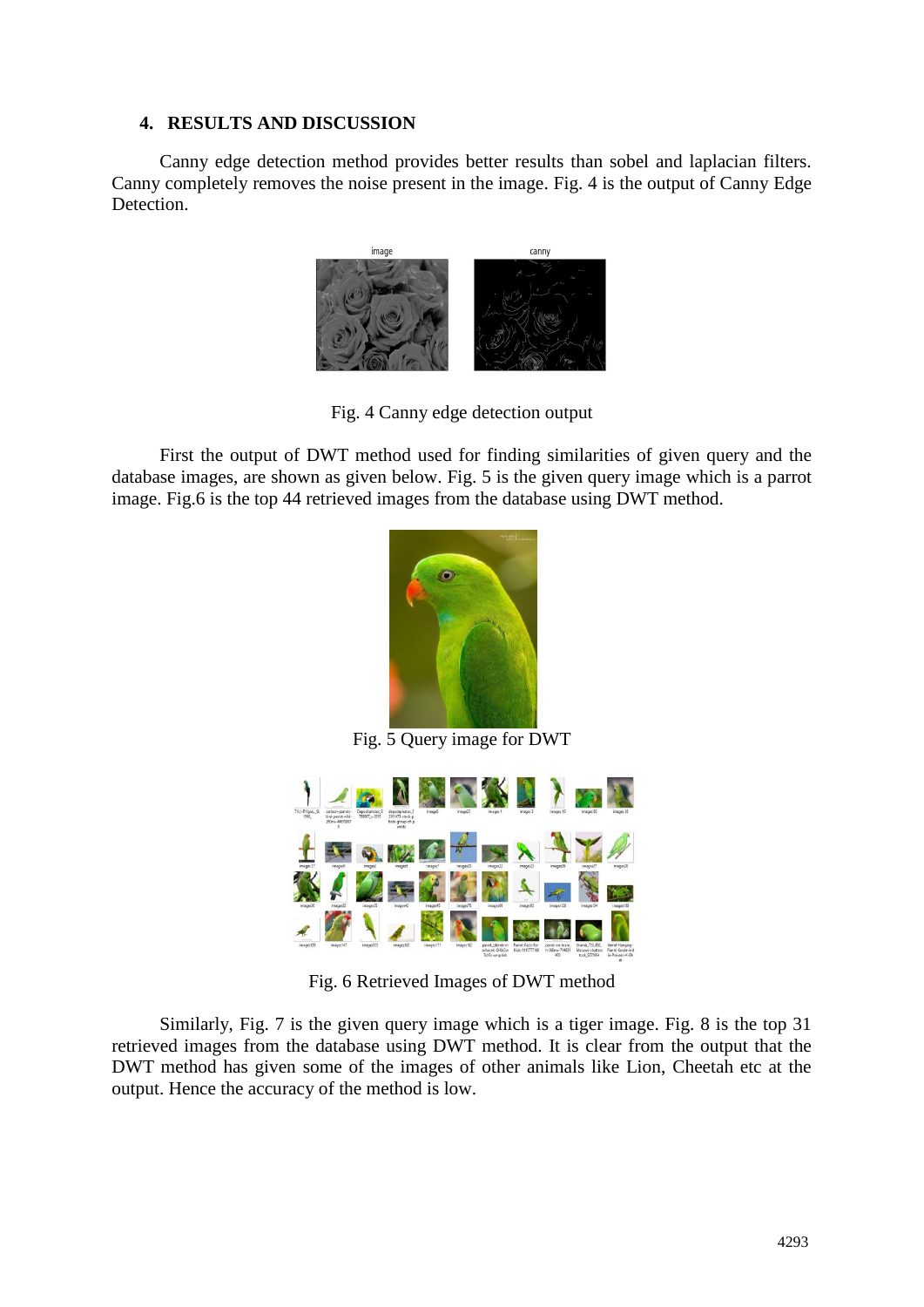## 4. RESULTS AND DISCUSSION

Canny edge detection method provides better results than sobel and laplacian filters. Canny completely removes the noise present in the image. Fig. 4 is the output of Canny Edge Detection.

Fig. 4 Canny edge detection output

First the output of DWT method used for finding similarities of given query and the database images, are shown as given below. Fig. 5 is the given query image which is a parrot image. Fig.6 is the top 44 retrieved images from the database using DWT method.

Fig. 5 Query image for DWT

Fig. 6 Retrieved Images of DWT method

Similarly, Fig. 7 is the given query image which is a tiger image. Fig. 8 is the top 31 retrieved images from the database using DWT method. It is clear from the output that the DWT method has given some of the images of other animals like Lion, Cheetah etc at the output. Hence the accuracy of the method is low.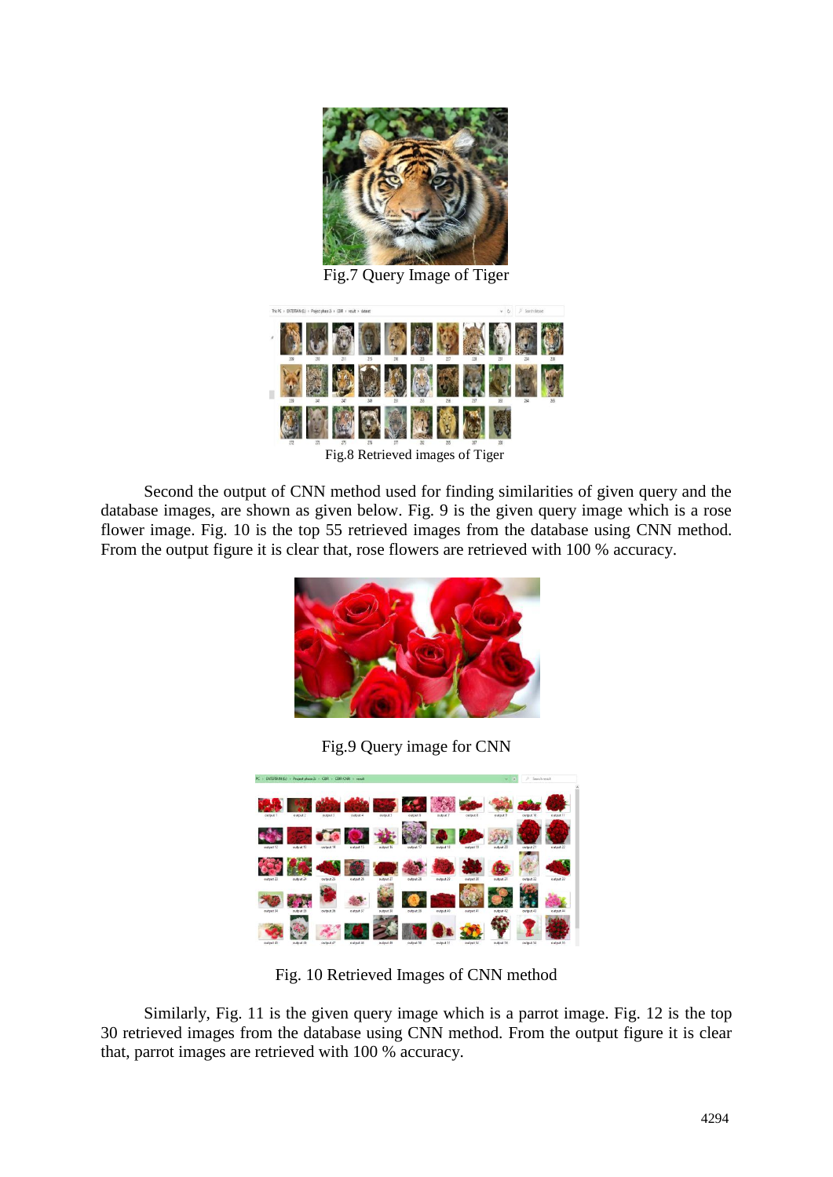Fig.7 Query Image of Tiger

Fig.8 Retrieved images of Tiger

Second the output of CNN method used for finding similarities of given query and the database images, are shown as given below. Fig. 9 is the given query image which is a rose flower image. Fig. 10 is the top 55 retrieved images from the database using CNN method. From the output figure it is clear that, rose flowers are retrieved with 100 % accuracy.

Fig.9 Query image for CNN

Fig. 10 Retrieved Images of CNN method

Similarly, Fig. 11 is the given query image which is a parrot image. Fig. 12 is the top 30 retrieved images from the database using CNN method. From the output figure it is clear that, parrot images are retrieved with 100 % accuracy.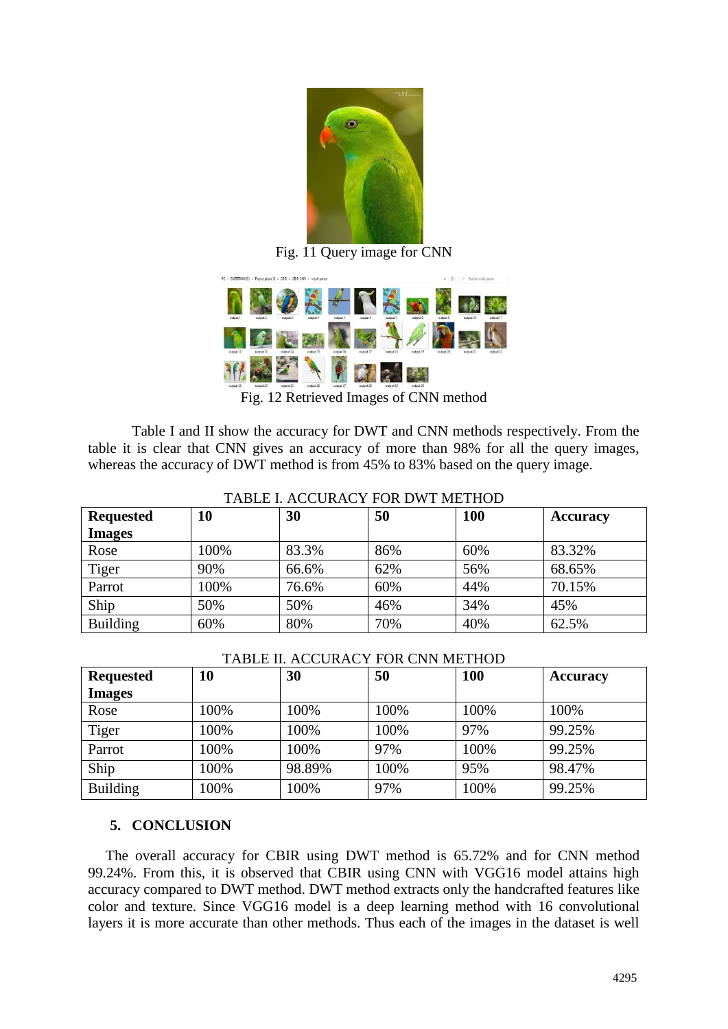Fig. 11 Query image for CNN

Fig. 12 Retrieved Images of CNN method

Table I and II show the accuracy for DWT and CNN methods respectively. From the table it is clear that CNN gives an accuracy of more than 98% for all the query images, whereas the accuracy of DWT method is from 45% to 83% based on the query image.

TABLE I. ACCURACY FOR DWT METHOD

| Requested Images | 10 | 30 | 50 | 100 | Accuracy |
|---|---|---|---|---|---|
| Rose | 100% | 83.3% | 86% | 60% | 83.32% |
| Tiger | 90% | 66.6% | 62% | 56% | 68.65% |
| Parrot | 100% | 76.6% | 60% | 44% | 70.15% |
| Ship | 50% | 50% | 46% | 34% | 45% |
| Building | 60% | 80% | 70% | 40% | 62.5% |

TABLE II. ACCURACY FOR CNN METHOD

| Requested Images | 10 | 30 | 50 | 100 | Accuracy |
|---|---|---|---|---|---|
| Rose | 100% | 100% | 100% | 100% | 100% |
| Tiger | 100% | 100% | 100% | 97% | 99.25% |
| Parrot | 100% | 100% | 97% | 100% | 99.25% |
| Ship | 100% | 98.89% | 100% | 95% | 98.47% |
| Building | 100% | 100% | 97% | 100% | 99.25% |

## 5. CONCLUSION

The overall accuracy for CBIR using DWT method is 65.72% and for CNN method 99.24%. From this, it is observed that CBIR using CNN with VGG16 model attains high accuracy compared to DWT method. DWT method extracts only the handcrafted features like color and texture. Since VGG16 model is a deep learning method with 16 convolutional layers it is more accurate than other methods. Thus each of the images in the dataset is well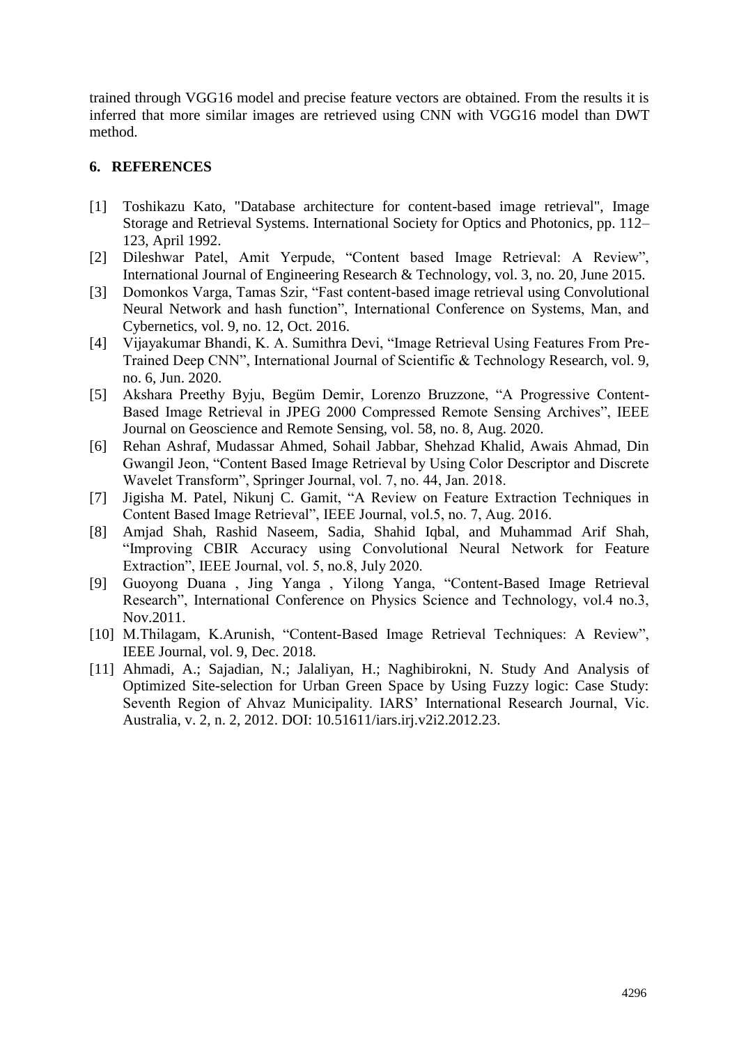trained through VGG16 model and precise feature vectors are obtained. From the results it is inferred that more similar images are retrieved using CNN with VGG16 model than DWT method.

## 6. REFERENCES

[1] Toshikazu Kato, "Database architecture for content-based image retrieval", Image Storage and Retrieval Systems. International Society for Optics and Photonics, pp. 112–123, April 1992.

[2] Dileshwar Patel, Amit Yerpude, "Content based Image Retrieval: A Review", International Journal of Engineering Research & Technology, vol. 3, no. 20, June 2015.

[3] Domonkos Varga, Tamas Szir, "Fast content-based image retrieval using Convolutional Neural Network and hash function", International Conference on Systems, Man, and Cybernetics, vol. 9, no. 12, Oct. 2016.

[4] Vijayakumar Bhandi, K. A. Sumithra Devi, "Image Retrieval Using Features From Pre-Trained Deep CNN", International Journal of Scientific & Technology Research, vol. 9, no. 6, Jun. 2020.

[5] Akshara Preethy Byju, Begüm Demir, Lorenzo Bruzzone, "A Progressive Content-Based Image Retrieval in JPEG 2000 Compressed Remote Sensing Archives", IEEE Journal on Geoscience and Remote Sensing, vol. 58, no. 8, Aug. 2020.

[6] Rehan Ashraf, Mudassar Ahmed, Sohail Jabbar, Shehzad Khalid, Awais Ahmad, Din Gwangil Jeon, "Content Based Image Retrieval by Using Color Descriptor and Discrete Wavelet Transform", Springer Journal, vol. 7, no. 44, Jan. 2018.

[7] Jigisha M. Patel, Nikunj C. Gamit, "A Review on Feature Extraction Techniques in Content Based Image Retrieval", IEEE Journal, vol.5, no. 7, Aug. 2016.

[8] Amjad Shah, Rashid Naseem, Sadia, Shahid Iqbal, and Muhammad Arif Shah, "Improving CBIR Accuracy using Convolutional Neural Network for Feature Extraction", IEEE Journal, vol. 5, no.8, July 2020.

[9] Guoyong Duana , Jing Yanga , Yilong Yanga, "Content-Based Image Retrieval Research", International Conference on Physics Science and Technology, vol.4 no.3, Nov.2011.

[10] M.Thilagam, K.Arunish, "Content-Based Image Retrieval Techniques: A Review", IEEE Journal, vol. 9, Dec. 2018.

[11] Ahmadi, A.; Sajadian, N.; Jalaliyan, H.; Naghibirokni, N. Study And Analysis of Optimized Site-selection for Urban Green Space by Using Fuzzy logic: Case Study: Seventh Region of Ahvaz Municipality. IARS' International Research Journal, Vic. Australia, v. 2, n. 2, 2012. DOI: 10.51611/iars.irj.v2i2.2012.23.